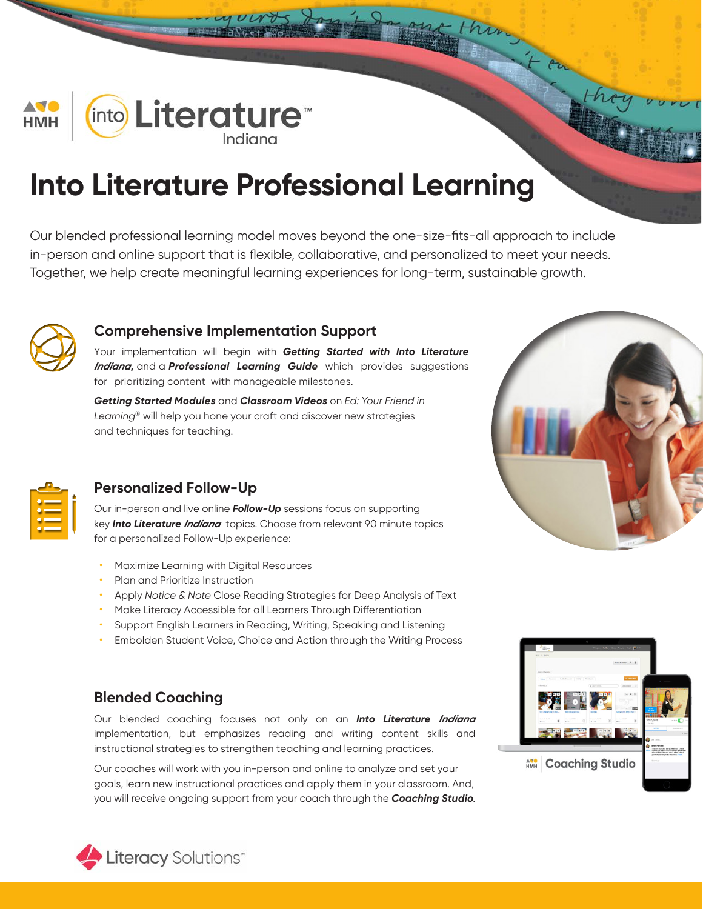HMH | Into Literature™ Indiana

# Into Literature Professional Learning

Our blended professional learning model moves beyond the one-size-fits-all approach to include in-person and online support that is flexible, collaborative, and personalized to meet your needs. Together, we help create meaningful learning experiences for long-term, sustainable growth.

## Comprehensive Implementation Support

Your implementation will begin with ***Getting Started with Into Literature Indiana***, and a ***Professional Learning Guide*** which provides suggestions for prioritizing content with manageable milestones.

***Getting Started Modules*** and ***Classroom Videos*** on *Ed: Your Friend in Learning®* will help you hone your craft and discover new strategies and techniques for teaching.

## Personalized Follow-Up

Our in-person and live online ***Follow-Up*** sessions focus on supporting key ***Into Literature Indiana*** topics. Choose from relevant 90 minute topics for a personalized Follow-Up experience:

- Maximize Learning with Digital Resources
- Plan and Prioritize Instruction
- Apply *Notice & Note* Close Reading Strategies for Deep Analysis of Text
- Make Literacy Accessible for all Learners Through Differentiation
- Support English Learners in Reading, Writing, Speaking and Listening
- Embolden Student Voice, Choice and Action through the Writing Process

## Blended Coaching

Our blended coaching focuses not only on an ***Into Literature Indiana*** implementation, but emphasizes reading and writing content skills and instructional strategies to strengthen teaching and learning practices.

Our coaches will work with you in-person and online to analyze and set your goals, learn new instructional practices and apply them in your classroom. And, you will receive ongoing support from your coach through the ***Coaching Studio***.

HMH Coaching Studio

Literacy Solutions™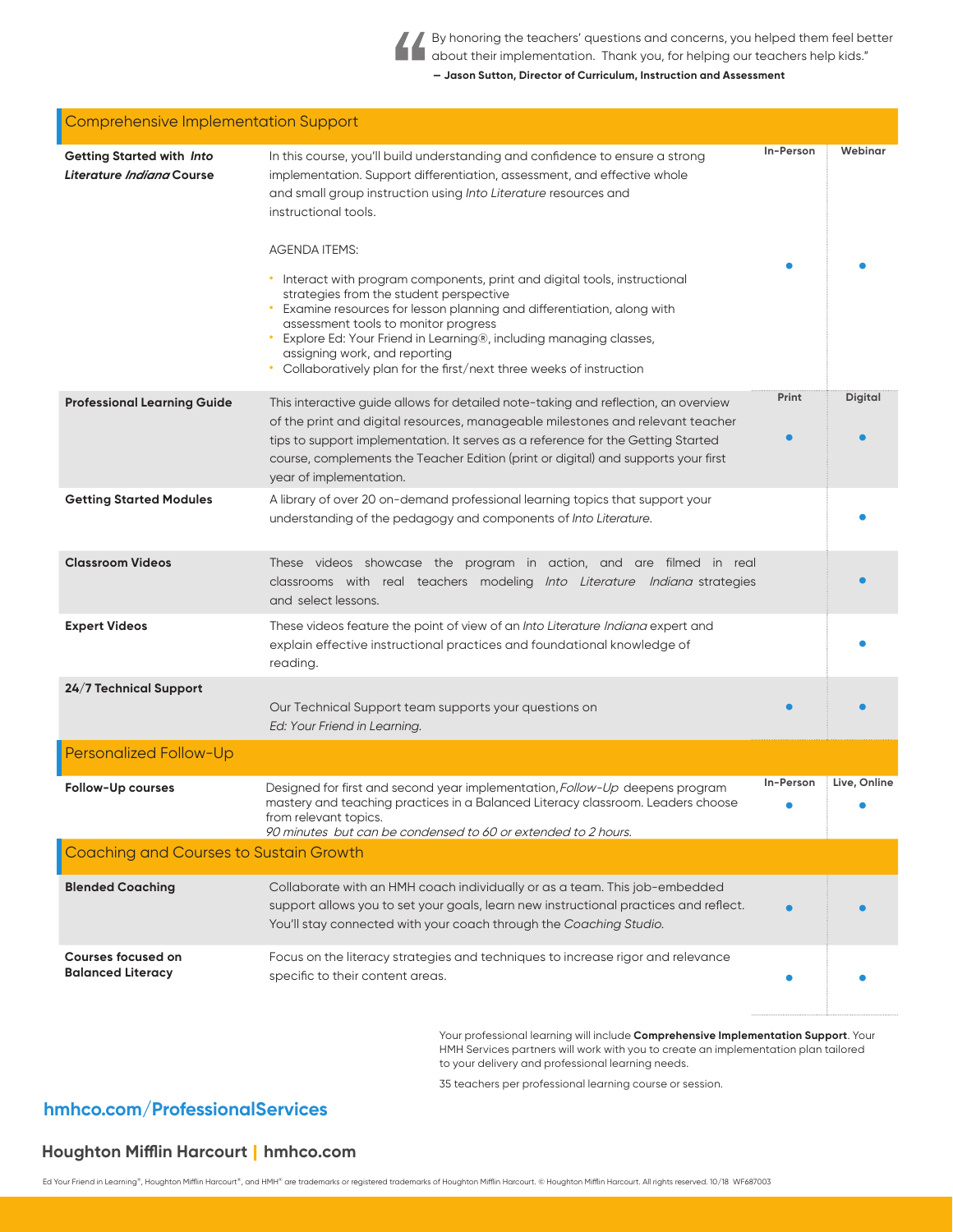> By honoring the teachers' questions and concerns, you helped them feel better about their implementation. Thank you, for helping our teachers help kids."
>
> **— Jason Sutton, Director of Curriculum, Instruction and Assessment**

## Comprehensive Implementation Support

| | | | |
|---|---|---|---|
| **Getting Started with *Into Literature Indiana* Course** | In this course, you'll build understanding and confidence to ensure a strong implementation. Support differentiation, assessment, and effective whole and small group instruction using *Into Literature* resources and instructional tools.<br><br>AGENDA ITEMS:<br><br>• Interact with program components, print and digital tools, instructional strategies from the student perspective<br>• Examine resources for lesson planning and differentiation, along with assessment tools to monitor progress<br>• Explore Ed: Your Friend in Learning®, including managing classes, assigning work, and reporting<br>• Collaboratively plan for the first/next three weeks of instruction | **In-Person**<br>• | **Webinar**<br>• |
| **Professional Learning Guide** | This interactive guide allows for detailed note-taking and reflection, an overview of the print and digital resources, manageable milestones and relevant teacher tips to support implementation. It serves as a reference for the Getting Started course, complements the Teacher Edition (print or digital) and supports your first year of implementation. | **Print**<br>• | **Digital**<br>• |
| **Getting Started Modules** | A library of over 20 on-demand professional learning topics that support your understanding of the pedagogy and components of *Into Literature*. | | • |
| **Classroom Videos** | These videos showcase the program in action, and are filmed in real classrooms with real teachers modeling *Into Literature Indiana* strategies and select lessons. | | • |
| **Expert Videos** | These videos feature the point of view of an *Into Literature Indiana* expert and explain effective instructional practices and foundational knowledge of reading. | | • |
| **24/7 Technical Support** | Our Technical Support team supports your questions on *Ed: Your Friend in Learning.* | • | • |

## Personalized Follow-Up

| | | | |
|---|---|---|---|
| **Follow-Up courses** | Designed for first and second year implementation, *Follow-Up* deepens program mastery and teaching practices in a Balanced Literacy classroom. Leaders choose from relevant topics.<br>*90 minutes but can be condensed to 60 or extended to 2 hours.* | **In-Person**<br>• | **Live, Online**<br>• |

## Coaching and Courses to Sustain Growth

| | | | |
|---|---|---|---|
| **Blended Coaching** | Collaborate with an HMH coach individually or as a team. This job-embedded support allows you to set your goals, learn new instructional practices and reflect. You'll stay connected with your coach through the *Coaching Studio.* | • | • |
| **Courses focused on Balanced Literacy** | Focus on the literacy strategies and techniques to increase rigor and relevance specific to their content areas. | • | • |

Your professional learning will include **Comprehensive Implementation Support**. Your HMH Services partners will work with you to create an implementation plan tailored to your delivery and professional learning needs.

35 teachers per professional learning course or session.

**hmhco.com/ProfessionalServices**

**Houghton Mifflin Harcourt | hmhco.com**

Ed Your Friend in Learning®, Houghton Mifflin Harcourt®, and HMH® are trademarks or registered trademarks of Houghton Mifflin Harcourt. © Houghton Mifflin Harcourt. All rights reserved. 10/18 WF687003